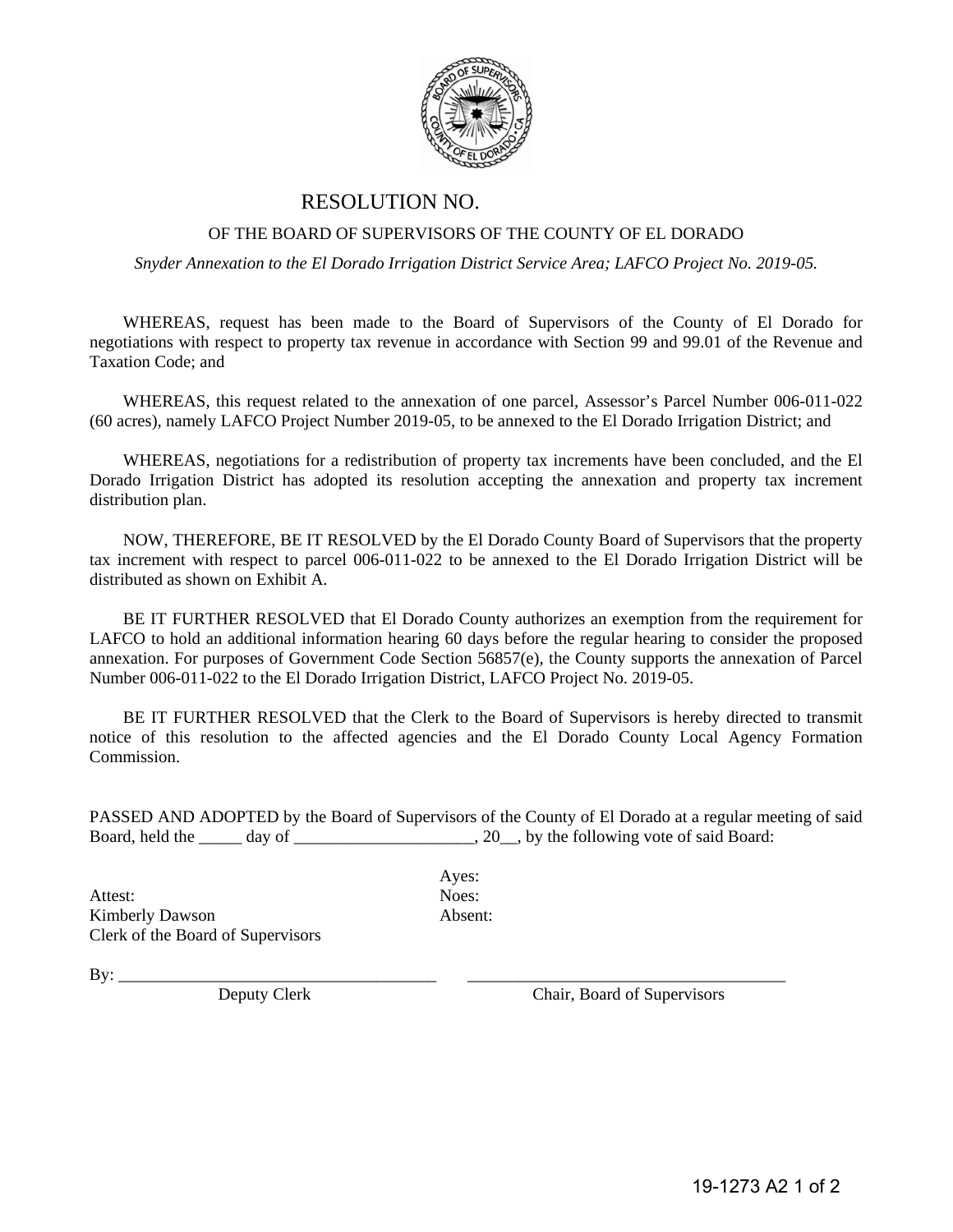# RESOLUTION NO.

## OF THE BOARD OF SUPERVISORS OF THE COUNTY OF EL DORADO

*Snyder Annexation to the El Dorado Irrigation District Service Area; LAFCO Project No. 2019-05.*

WHEREAS, request has been made to the Board of Supervisors of the County of El Dorado for negotiations with respect to property tax revenue in accordance with Section 99 and 99.01 of the Revenue and Taxation Code; and

WHEREAS, this request related to the annexation of one parcel, Assessor's Parcel Number 006-011-022 (60 acres), namely LAFCO Project Number 2019-05, to be annexed to the El Dorado Irrigation District; and

WHEREAS, negotiations for a redistribution of property tax increments have been concluded, and the El Dorado Irrigation District has adopted its resolution accepting the annexation and property tax increment distribution plan.

NOW, THEREFORE, BE IT RESOLVED by the El Dorado County Board of Supervisors that the property tax increment with respect to parcel 006-011-022 to be annexed to the El Dorado Irrigation District will be distributed as shown on Exhibit A.

BE IT FURTHER RESOLVED that El Dorado County authorizes an exemption from the requirement for LAFCO to hold an additional information hearing 60 days before the regular hearing to consider the proposed annexation. For purposes of Government Code Section 56857(e), the County supports the annexation of Parcel Number 006-011-022 to the El Dorado Irrigation District, LAFCO Project No. 2019-05.

BE IT FURTHER RESOLVED that the Clerk to the Board of Supervisors is hereby directed to transmit notice of this resolution to the affected agencies and the El Dorado County Local Agency Formation Commission.

PASSED AND ADOPTED by the Board of Supervisors of the County of El Dorado at a regular meeting of said Board, held the _____ day of _____________________, 20__, by the following vote of said Board:

Ayes:
Noes:
Absent:

Attest:
Kimberly Dawson
Clerk of the Board of Supervisors

By: _____________________________________
Deputy Clerk

_____________________________________
Chair, Board of Supervisors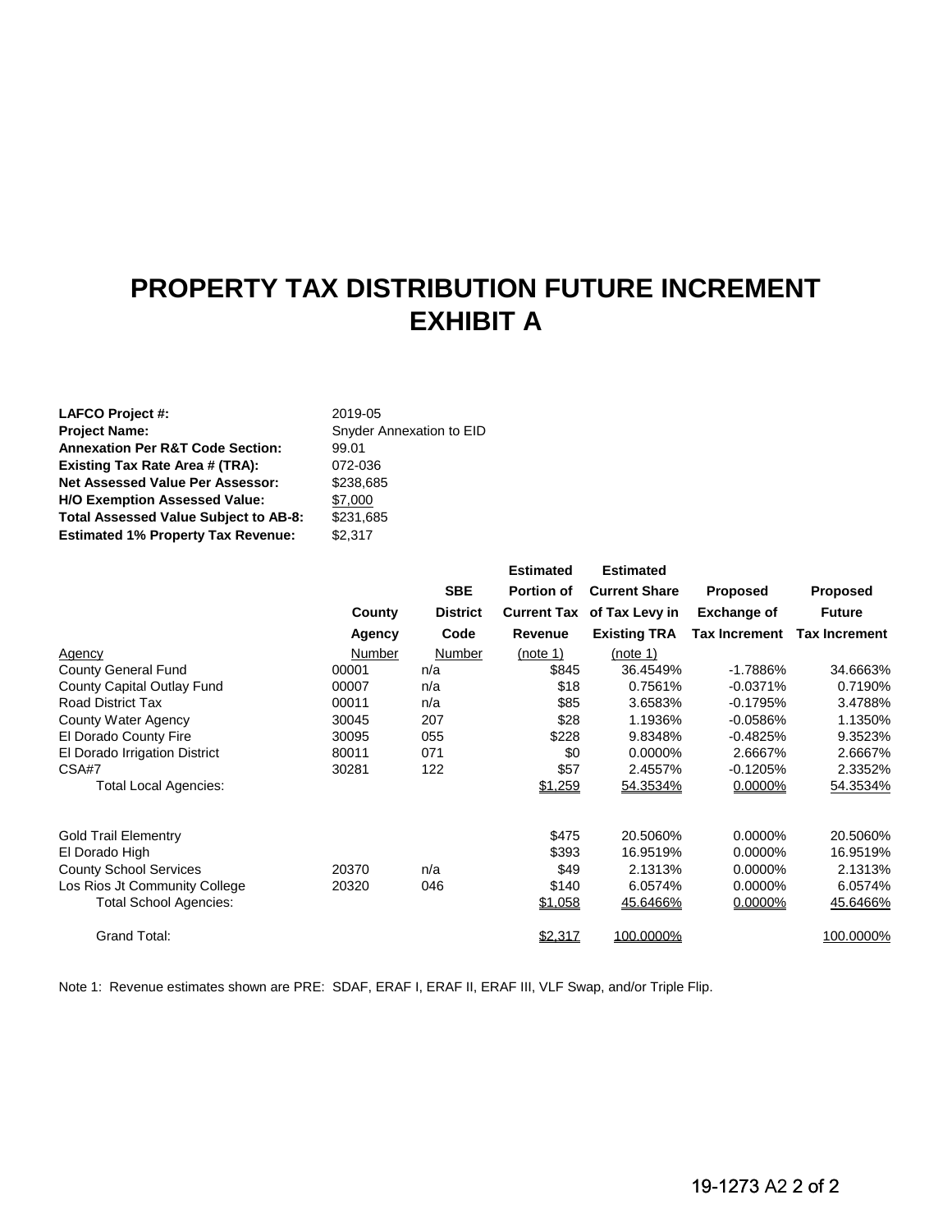# PROPERTY TAX DISTRIBUTION FUTURE INCREMENT
# EXHIBIT A

| | |
|---|---|
| **LAFCO Project #:** | 2019-05 |
| **Project Name:** | Snyder Annexation to EID |
| **Annexation Per R&T Code Section:** | 99.01 |
| **Existing Tax Rate Area # (TRA):** | 072-036 |
| **Net Assessed Value Per Assessor:** | \$238,685 |
| **H/O Exemption Assessed Value:** | \$7,000 |
| **Total Assessed Value Subject to AB-8:** | \$231,685 |
| **Estimated 1% Property Tax Revenue:** | \$2,317 |

| Agency | County Agency Number | SBE District Code Number | Estimated Portion of Current Tax Revenue (note 1) | Estimated Current Share of Tax Levy in Existing TRA (note 1) | Proposed Exchange of Tax Increment | Proposed Future Tax Increment |
|---|---|---|---|---|---|---|
| County General Fund | 00001 | n/a | \$845 | 36.4549% | -1.7886% | 34.6663% |
| County Capital Outlay Fund | 00007 | n/a | \$18 | 0.7561% | -0.0371% | 0.7190% |
| Road District Tax | 00011 | n/a | \$85 | 3.6583% | -0.1795% | 3.4788% |
| County Water Agency | 30045 | 207 | \$28 | 1.1936% | -0.0586% | 1.1350% |
| El Dorado County Fire | 30095 | 055 | \$228 | 9.8348% | -0.4825% | 9.3523% |
| El Dorado Irrigation District | 80011 | 071 | \$0 | 0.0000% | 2.6667% | 2.6667% |
| CSA#7 | 30281 | 122 | \$57 | 2.4557% | -0.1205% | 2.3352% |
| Total Local Agencies: | | | \$1,259 | 54.3534% | 0.0000% | 54.3534% |
| | | | | | | |
| Gold Trail Elementry | | | \$475 | 20.5060% | 0.0000% | 20.5060% |
| El Dorado High | | | \$393 | 16.9519% | 0.0000% | 16.9519% |
| County School Services | 20370 | n/a | \$49 | 2.1313% | 0.0000% | 2.1313% |
| Los Rios Jt Community College | 20320 | 046 | \$140 | 6.0574% | 0.0000% | 6.0574% |
| Total School Agencies: | | | \$1,058 | 45.6466% | 0.0000% | 45.6466% |
| | | | | | | |
| Grand Total: | | | \$2,317 | 100.0000% | | 100.0000% |

Note 1: Revenue estimates shown are PRE: SDAF, ERAF I, ERAF II, ERAF III, VLF Swap, and/or Triple Flip.

19-1273 A2